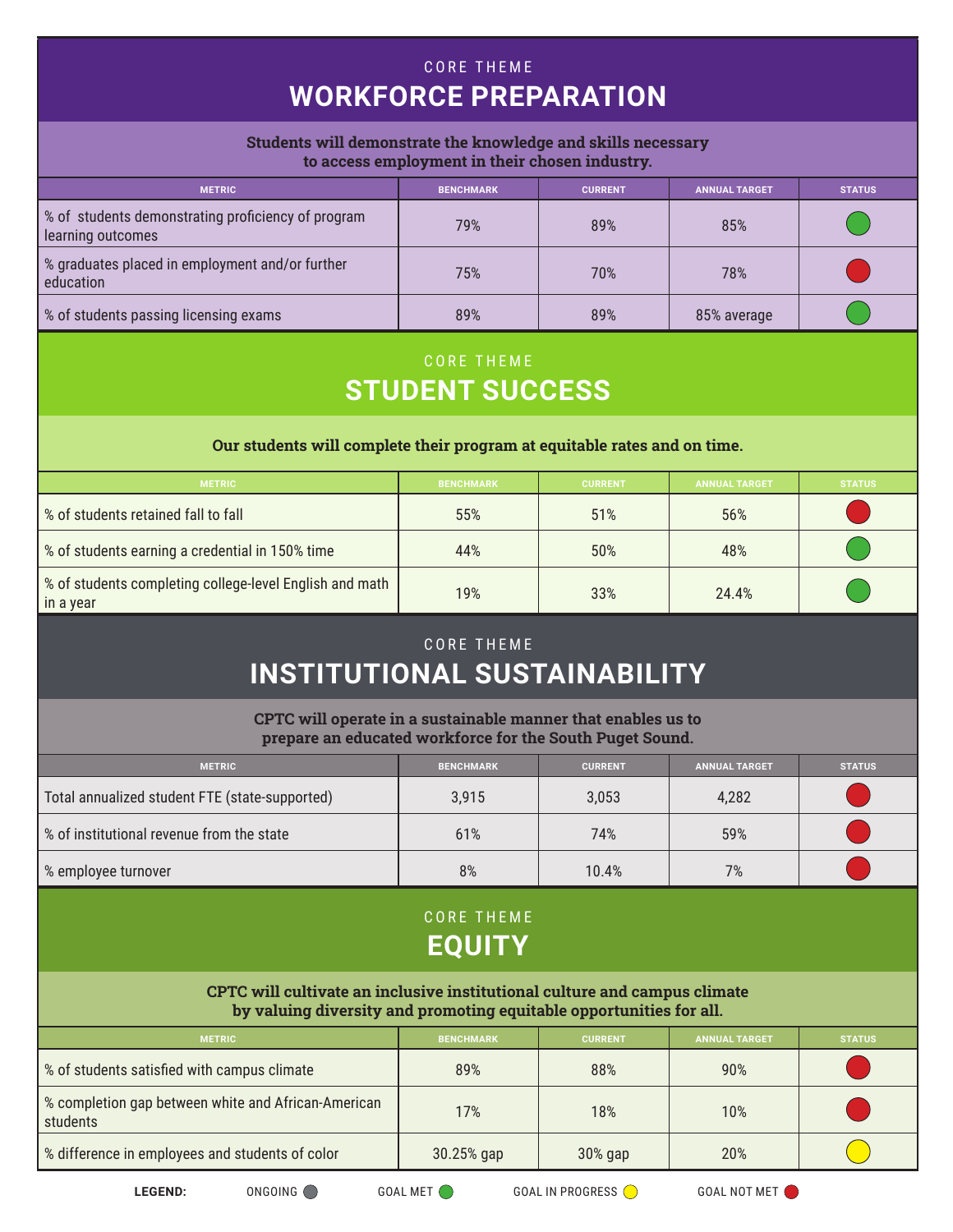CORE THEME

## WORKFORCE PREPARATION

**Students will demonstrate the knowledge and skills necessary to access employment in their chosen industry.**

| METRIC | BENCHMARK | CURRENT | ANNUAL TARGET | STATUS |
|---|---|---|---|---|
| % of students demonstrating proficiency of program learning outcomes | 79% | 89% | 85% | Goal Met |
| % graduates placed in employment and/or further education | 75% | 70% | 78% | Goal Not Met |
| % of students passing licensing exams | 89% | 89% | 85% average | Goal Met |

CORE THEME

## STUDENT SUCCESS

**Our students will complete their program at equitable rates and on time.**

| METRIC | BENCHMARK | CURRENT | ANNUAL TARGET | STATUS |
|---|---|---|---|---|
| % of students retained fall to fall | 55% | 51% | 56% | Goal Not Met |
| % of students earning a credential in 150% time | 44% | 50% | 48% | Goal Met |
| % of students completing college-level English and math in a year | 19% | 33% | 24.4% | Goal Met |

CORE THEME

## INSTITUTIONAL SUSTAINABILITY

**CPTC will operate in a sustainable manner that enables us to prepare an educated workforce for the South Puget Sound.**

| METRIC | BENCHMARK | CURRENT | ANNUAL TARGET | STATUS |
|---|---|---|---|---|
| Total annualized student FTE (state-supported) | 3,915 | 3,053 | 4,282 | Goal Not Met |
| % of institutional revenue from the state | 61% | 74% | 59% | Goal Not Met |
| % employee turnover | 8% | 10.4% | 7% | Goal Not Met |

CORE THEME

## EQUITY

**CPTC will cultivate an inclusive institutional culture and campus climate by valuing diversity and promoting equitable opportunities for all.**

| METRIC | BENCHMARK | CURRENT | ANNUAL TARGET | STATUS |
|---|---|---|---|---|
| % of students satisfied with campus climate | 89% | 88% | 90% | Goal Not Met |
| % completion gap between white and African-American students | 17% | 18% | 10% | Goal Not Met |
| % difference in employees and students of color | 30.25% gap | 30% gap | 20% | Goal In Progress |

**LEGEND:** ONGOING (gray) | GOAL MET (green) | GOAL IN PROGRESS (yellow) | GOAL NOT MET (red)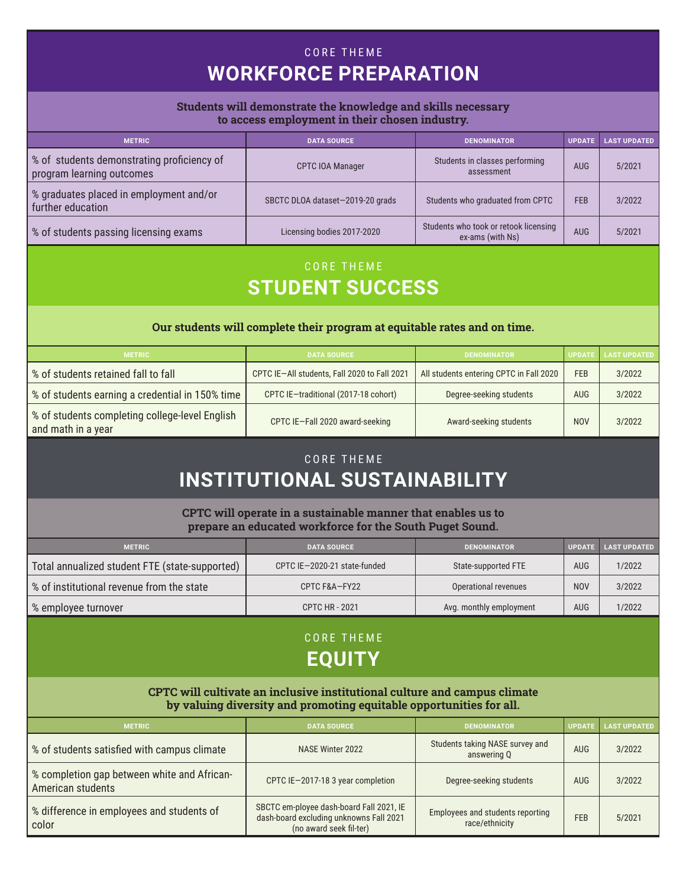## CORE THEME
# WORKFORCE PREPARATION

**Students will demonstrate the knowledge and skills necessary to access employment in their chosen industry.**

| METRIC | DATA SOURCE | DENOMINATOR | UPDATE | LAST UPDATED |
|---|---|---|---|---|
| % of students demonstrating proficiency of program learning outcomes | CPTC IOA Manager | Students in classes performing assessment | AUG | 5/2021 |
| % graduates placed in employment and/or further education | SBCTC DLOA dataset—2019-20 grads | Students who graduated from CPTC | FEB | 3/2022 |
| % of students passing licensing exams | Licensing bodies 2017-2020 | Students who took or retook licensing ex-ams (with Ns) | AUG | 5/2021 |

## CORE THEME
# STUDENT SUCCESS

**Our students will complete their program at equitable rates and on time.**

| METRIC | DATA SOURCE | DENOMINATOR | UPDATE | LAST UPDATED |
|---|---|---|---|---|
| % of students retained fall to fall | CPTC IE—All students, Fall 2020 to Fall 2021 | All students entering CPTC in Fall 2020 | FEB | 3/2022 |
| % of students earning a credential in 150% time | CPTC IE—traditional (2017-18 cohort) | Degree-seeking students | AUG | 3/2022 |
| % of students completing college-level English and math in a year | CPTC IE—Fall 2020 award-seeking | Award-seeking students | NOV | 3/2022 |

## CORE THEME
# INSTITUTIONAL SUSTAINABILITY

**CPTC will operate in a sustainable manner that enables us to prepare an educated workforce for the South Puget Sound.**

| METRIC | DATA SOURCE | DENOMINATOR | UPDATE | LAST UPDATED |
|---|---|---|---|---|
| Total annualized student FTE (state-supported) | CPTC IE—2020-21 state-funded | State-supported FTE | AUG | 1/2022 |
| % of institutional revenue from the state | CPTC F&A—FY22 | Operational revenues | NOV | 3/2022 |
| % employee turnover | CPTC HR - 2021 | Avg. monthly employment | AUG | 1/2022 |

## CORE THEME
# EQUITY

**CPTC will cultivate an inclusive institutional culture and campus climate by valuing diversity and promoting equitable opportunities for all.**

| METRIC | DATA SOURCE | DENOMINATOR | UPDATE | LAST UPDATED |
|---|---|---|---|---|
| % of students satisfied with campus climate | NASE Winter 2022 | Students taking NASE survey and answering Q | AUG | 3/2022 |
| % completion gap between white and African-American students | CPTC IE—2017-18 3 year completion | Degree-seeking students | AUG | 3/2022 |
| % difference in employees and students of color | SBCTC em-ployee dash-board Fall 2021, IE dash-board excluding unknowns Fall 2021 (no award seek fil-ter) | Employees and students reporting race/ethnicity | FEB | 5/2021 |